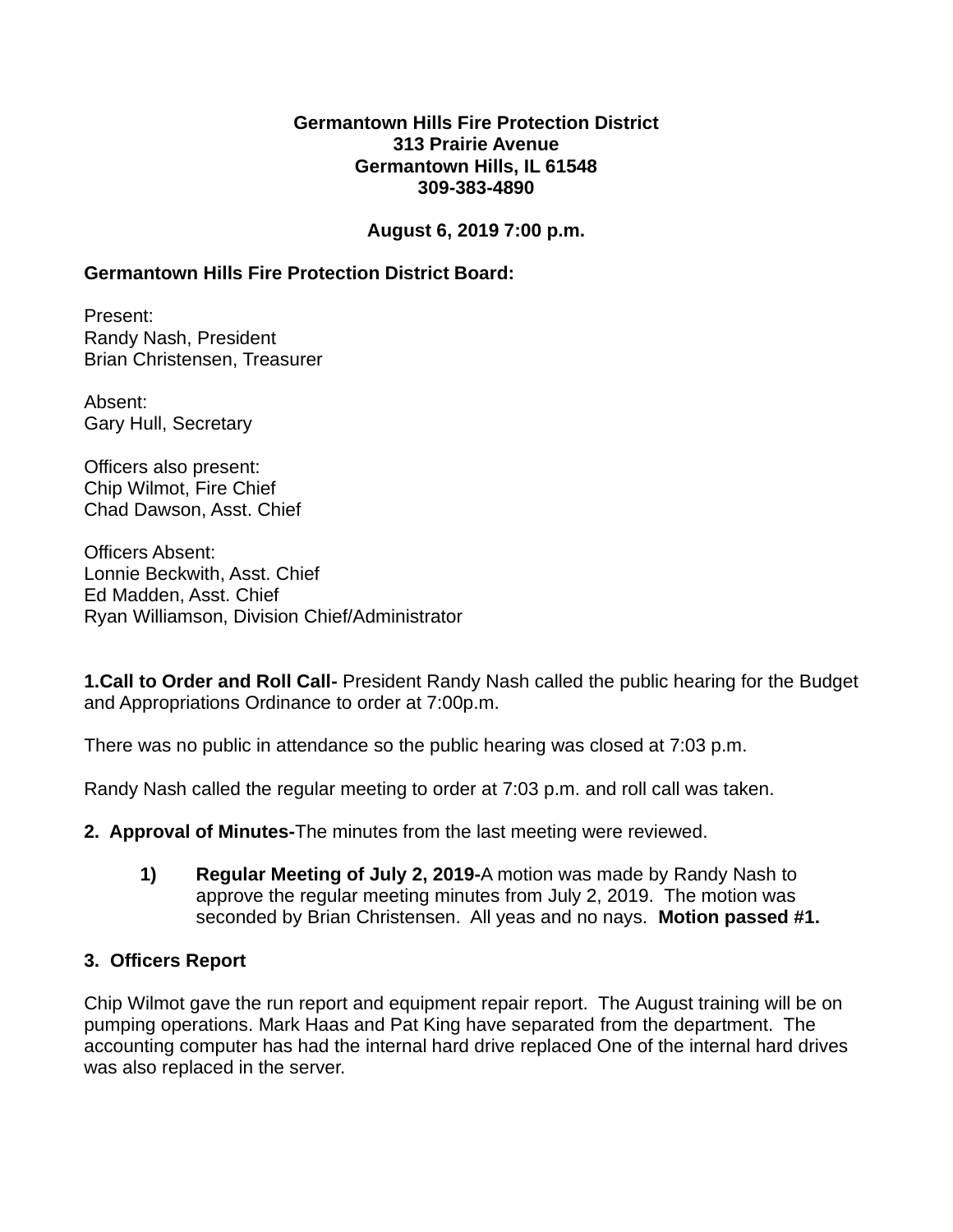**Germantown Hills Fire Protection District**
**313 Prairie Avenue**
**Germantown Hills, IL 61548**
**309-383-4890**

**August 6, 2019 7:00 p.m.**

**Germantown Hills Fire Protection District Board:**

Present:
Randy Nash, President
Brian Christensen, Treasurer

Absent:
Gary Hull, Secretary

Officers also present:
Chip Wilmot, Fire Chief
Chad Dawson, Asst. Chief

Officers Absent:
Lonnie Beckwith, Asst. Chief
Ed Madden, Asst. Chief
Ryan Williamson, Division Chief/Administrator

**1.Call to Order and Roll Call-** President Randy Nash called the public hearing for the Budget and Appropriations Ordinance to order at 7:00p.m.

There was no public in attendance so the public hearing was closed at 7:03 p.m.

Randy Nash called the regular meeting to order at 7:03 p.m. and roll call was taken.

**2. Approval of Minutes-**The minutes from the last meeting were reviewed.

1) **Regular Meeting of July 2, 2019-**A motion was made by Randy Nash to approve the regular meeting minutes from July 2, 2019. The motion was seconded by Brian Christensen. All yeas and no nays. **Motion passed #1.**

**3. Officers Report**

Chip Wilmot gave the run report and equipment repair report. The August training will be on pumping operations. Mark Haas and Pat King have separated from the department. The accounting computer has had the internal hard drive replaced One of the internal hard drives was also replaced in the server.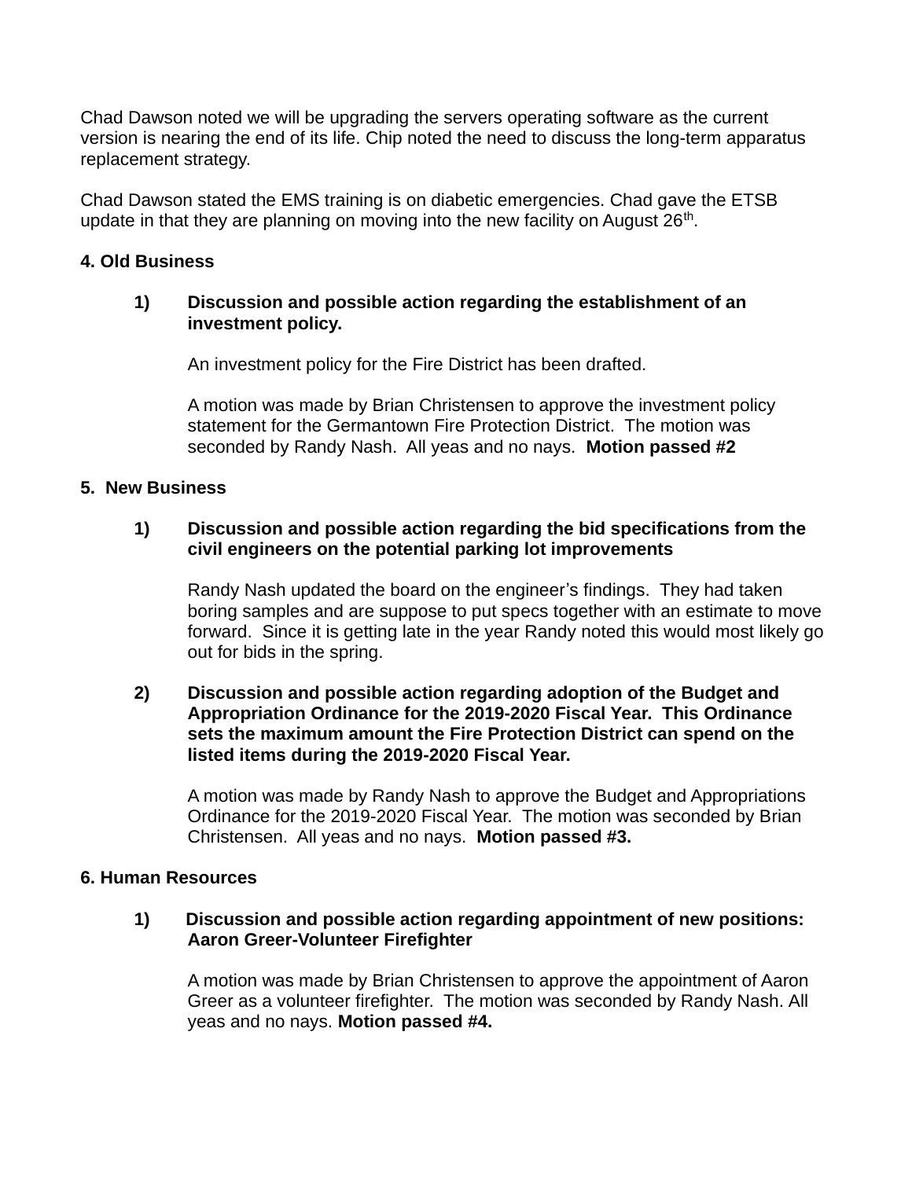Chad Dawson noted we will be upgrading the servers operating software as the current version is nearing the end of its life. Chip noted the need to discuss the long-term apparatus replacement strategy.

Chad Dawson stated the EMS training is on diabetic emergencies. Chad gave the ETSB update in that they are planning on moving into the new facility on August 26th.

**4. Old Business**

**1) Discussion and possible action regarding the establishment of an investment policy.**

An investment policy for the Fire District has been drafted.

A motion was made by Brian Christensen to approve the investment policy statement for the Germantown Fire Protection District. The motion was seconded by Randy Nash. All yeas and no nays. **Motion passed #2**

**5. New Business**

**1) Discussion and possible action regarding the bid specifications from the civil engineers on the potential parking lot improvements**

Randy Nash updated the board on the engineer's findings. They had taken boring samples and are suppose to put specs together with an estimate to move forward. Since it is getting late in the year Randy noted this would most likely go out for bids in the spring.

**2) Discussion and possible action regarding adoption of the Budget and Appropriation Ordinance for the 2019-2020 Fiscal Year. This Ordinance sets the maximum amount the Fire Protection District can spend on the listed items during the 2019-2020 Fiscal Year.**

A motion was made by Randy Nash to approve the Budget and Appropriations Ordinance for the 2019-2020 Fiscal Year. The motion was seconded by Brian Christensen. All yeas and no nays. **Motion passed #3.**

**6. Human Resources**

**1) Discussion and possible action regarding appointment of new positions: Aaron Greer-Volunteer Firefighter**

A motion was made by Brian Christensen to approve the appointment of Aaron Greer as a volunteer firefighter. The motion was seconded by Randy Nash. All yeas and no nays. **Motion passed #4.**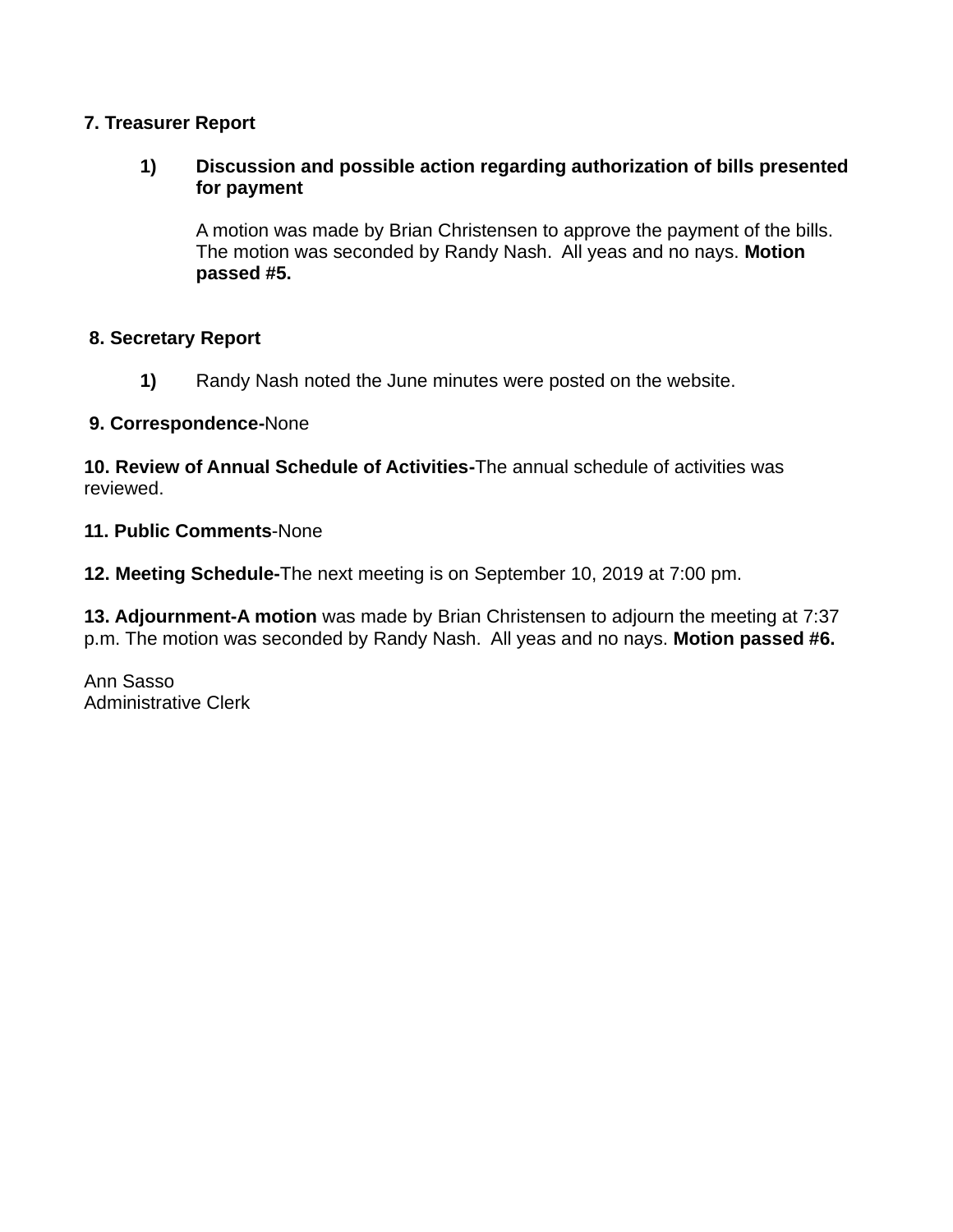**7. Treasurer Report**

1) **Discussion and possible action regarding authorization of bills presented for payment**

   A motion was made by Brian Christensen to approve the payment of the bills. The motion was seconded by Randy Nash. All yeas and no nays. **Motion passed #5.**

**8. Secretary Report**

1) Randy Nash noted the June minutes were posted on the website.

**9. Correspondence-**None

**10. Review of Annual Schedule of Activities-**The annual schedule of activities was reviewed.

**11. Public Comments**-None

**12. Meeting Schedule-**The next meeting is on September 10, 2019 at 7:00 pm.

**13. Adjournment-A motion** was made by Brian Christensen to adjourn the meeting at 7:37 p.m. The motion was seconded by Randy Nash. All yeas and no nays. **Motion passed #6.**

Ann Sasso
Administrative Clerk